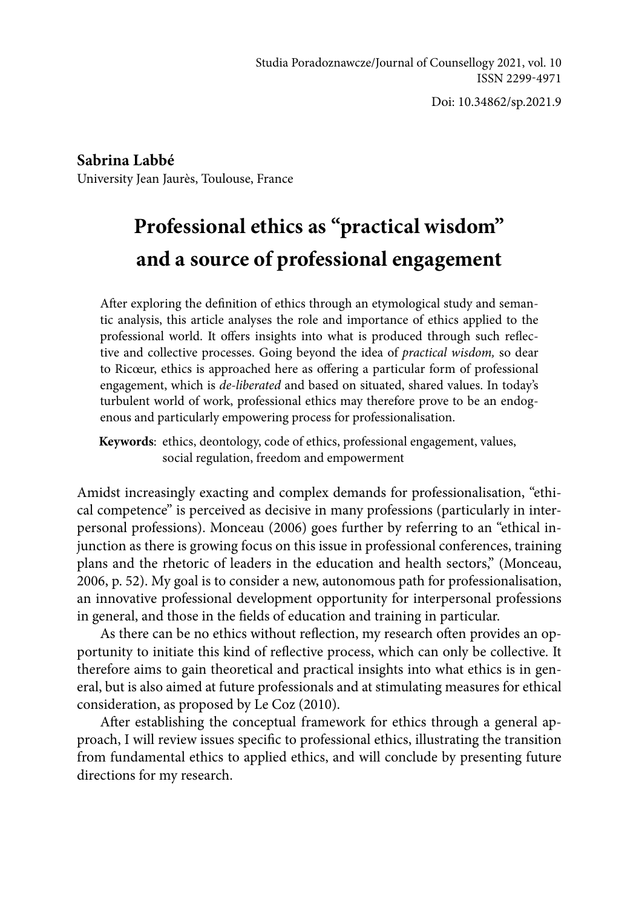Studia Poradoznawcze/Journal of Counsellogy 2021, vol. 10
ISSN 2299-4971

Doi: 10.34862/sp.2021.9

**Sabrina Labbé**
University Jean Jaurès, Toulouse, France

# Professional ethics as "practical wisdom" and a source of professional engagement

After exploring the definition of ethics through an etymological study and semantic analysis, this article analyses the role and importance of ethics applied to the professional world. It offers insights into what is produced through such reflective and collective processes. Going beyond the idea of *practical wisdom,* so dear to Ricœur, ethics is approached here as offering a particular form of professional engagement, which is *de-liberated* and based on situated, shared values. In today's turbulent world of work, professional ethics may therefore prove to be an endogenous and particularly empowering process for professionalisation.

**Keywords**: ethics, deontology, code of ethics, professional engagement, values, social regulation, freedom and empowerment

Amidst increasingly exacting and complex demands for professionalisation, "ethical competence" is perceived as decisive in many professions (particularly in interpersonal professions). Monceau (2006) goes further by referring to an "ethical injunction as there is growing focus on this issue in professional conferences, training plans and the rhetoric of leaders in the education and health sectors," (Monceau, 2006, p. 52). My goal is to consider a new, autonomous path for professionalisation, an innovative professional development opportunity for interpersonal professions in general, and those in the fields of education and training in particular.

As there can be no ethics without reflection, my research often provides an opportunity to initiate this kind of reflective process, which can only be collective. It therefore aims to gain theoretical and practical insights into what ethics is in general, but is also aimed at future professionals and at stimulating measures for ethical consideration, as proposed by Le Coz (2010).

After establishing the conceptual framework for ethics through a general approach, I will review issues specific to professional ethics, illustrating the transition from fundamental ethics to applied ethics, and will conclude by presenting future directions for my research.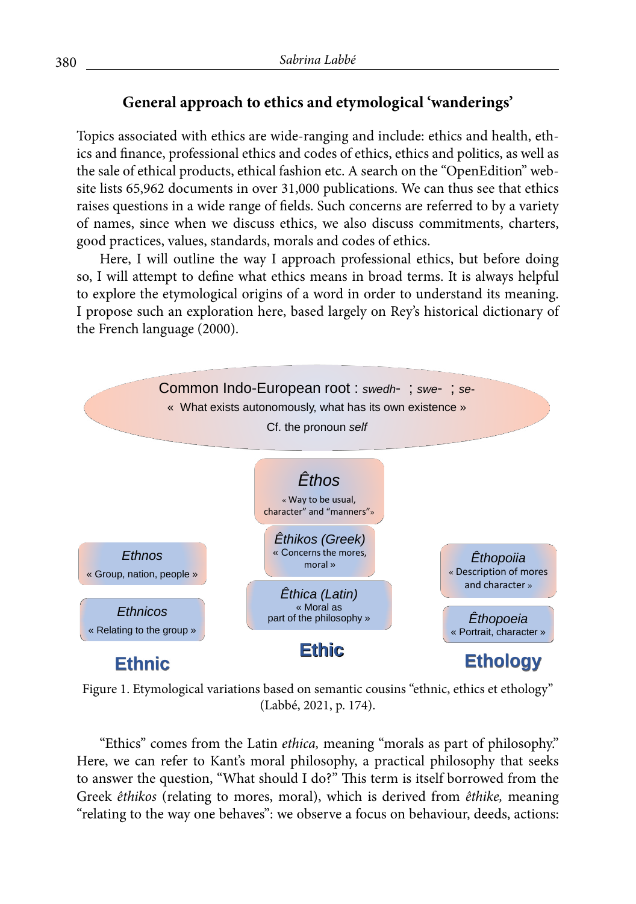## General approach to ethics and etymological 'wanderings'

Topics associated with ethics are wide-ranging and include: ethics and health, ethics and finance, professional ethics and codes of ethics, ethics and politics, as well as the sale of ethical products, ethical fashion etc. A search on the "OpenEdition" website lists 65,962 documents in over 31,000 publications. We can thus see that ethics raises questions in a wide range of fields. Such concerns are referred to by a variety of names, since when we discuss ethics, we also discuss commitments, charters, good practices, values, standards, morals and codes of ethics.

Here, I will outline the way I approach professional ethics, but before doing so, I will attempt to define what ethics means in broad terms. It is always helpful to explore the etymological origins of a word in order to understand its meaning. I propose such an exploration here, based largely on Rey's historical dictionary of the French language (2000).

Common Indo-European root : *swedh-* ; *swe-* ; *se-*
« What exists autonomously, what has its own existence »
Cf. the pronoun *self*

*Êthos*
« Way to be usual, character" and "manners"»

*Ethnos*
« Group, nation, people »

*Êthikos (Greek)*
« Concerns the mores, moral »

*Êthopoiia*
« Description of mores and character »

*Ethnicos*
« Relating to the group »

*Êthica (Latin)*
« Moral as part of the philosophy »

*Êthopoeia*
« Portrait, character »

**Ethnic** **Ethic** **Ethology**

Figure 1. Etymological variations based on semantic cousins "ethnic, ethics et ethology" (Labbé, 2021, p. 174).

"Ethics" comes from the Latin *ethica,* meaning "morals as part of philosophy." Here, we can refer to Kant's moral philosophy, a practical philosophy that seeks to answer the question, "What should I do?" This term is itself borrowed from the Greek *êthikos* (relating to mores, moral), which is derived from *êthike,* meaning "relating to the way one behaves": we observe a focus on behaviour, deeds, actions: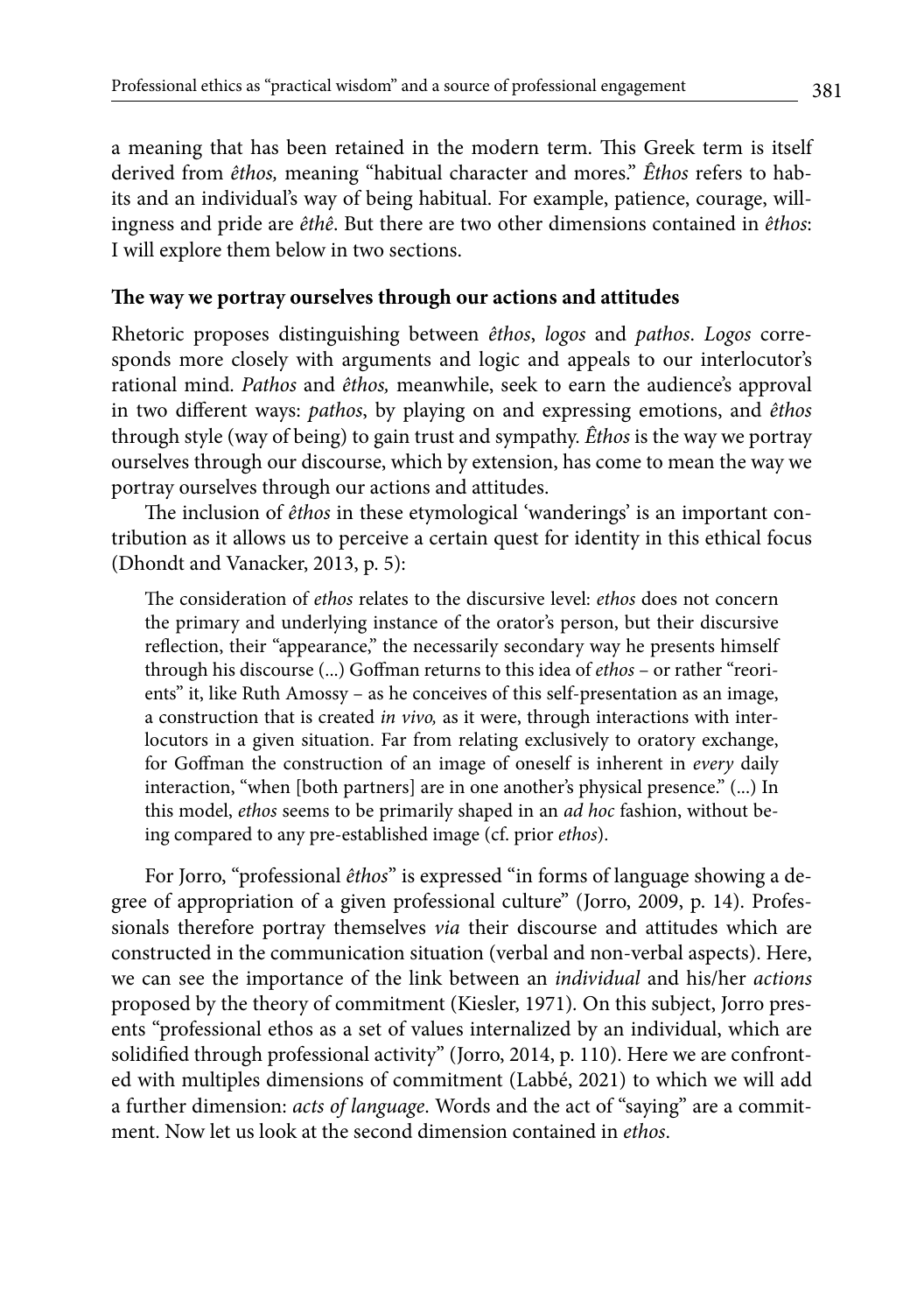a meaning that has been retained in the modern term. This Greek term is itself derived from *êthos,* meaning "habitual character and mores." *Êthos* refers to habits and an individual's way of being habitual. For example, patience, courage, willingness and pride are *êthê*. But there are two other dimensions contained in *êthos*: I will explore them below in two sections.

## The way we portray ourselves through our actions and attitudes

Rhetoric proposes distinguishing between *êthos*, *logos* and *pathos*. *Logos* corresponds more closely with arguments and logic and appeals to our interlocutor's rational mind. *Pathos* and *êthos,* meanwhile, seek to earn the audience's approval in two different ways: *pathos*, by playing on and expressing emotions, and *êthos* through style (way of being) to gain trust and sympathy. *Êthos* is the way we portray ourselves through our discourse, which by extension, has come to mean the way we portray ourselves through our actions and attitudes.

The inclusion of *êthos* in these etymological 'wanderings' is an important contribution as it allows us to perceive a certain quest for identity in this ethical focus (Dhondt and Vanacker, 2013, p. 5):

> The consideration of *ethos* relates to the discursive level: *ethos* does not concern the primary and underlying instance of the orator's person, but their discursive reflection, their "appearance," the necessarily secondary way he presents himself through his discourse (...) Goffman returns to this idea of *ethos* – or rather "reorients" it, like Ruth Amossy – as he conceives of this self-presentation as an image, a construction that is created *in vivo,* as it were, through interactions with interlocutors in a given situation. Far from relating exclusively to oratory exchange, for Goffman the construction of an image of oneself is inherent in *every* daily interaction, "when [both partners] are in one another's physical presence." (...) In this model, *ethos* seems to be primarily shaped in an *ad hoc* fashion, without being compared to any pre-established image (cf. prior *ethos*).

For Jorro, "professional *êthos*" is expressed "in forms of language showing a degree of appropriation of a given professional culture" (Jorro, 2009, p. 14). Professionals therefore portray themselves *via* their discourse and attitudes which are constructed in the communication situation (verbal and non-verbal aspects). Here, we can see the importance of the link between an *individual* and his/her *actions* proposed by the theory of commitment (Kiesler, 1971). On this subject, Jorro presents "professional ethos as a set of values internalized by an individual, which are solidified through professional activity" (Jorro, 2014, p. 110). Here we are confronted with multiples dimensions of commitment (Labbé, 2021) to which we will add a further dimension: *acts of language*. Words and the act of "saying" are a commitment. Now let us look at the second dimension contained in *ethos*.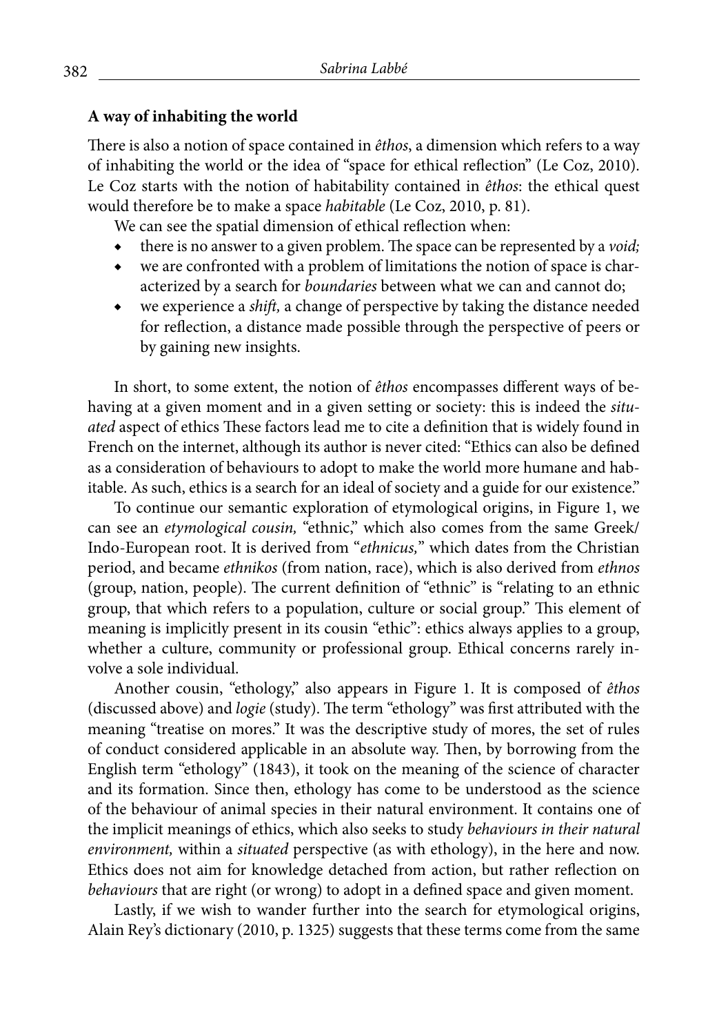**A way of inhabiting the world**

There is also a notion of space contained in *êthos*, a dimension which refers to a way of inhabiting the world or the idea of "space for ethical reflection" (Le Coz, 2010). Le Coz starts with the notion of habitability contained in *êthos*: the ethical quest would therefore be to make a space *habitable* (Le Coz, 2010, p. 81).

We can see the spatial dimension of ethical reflection when:

- there is no answer to a given problem. The space can be represented by a *void;*
- we are confronted with a problem of limitations the notion of space is characterized by a search for *boundaries* between what we can and cannot do;
- we experience a *shift,* a change of perspective by taking the distance needed for reflection, a distance made possible through the perspective of peers or by gaining new insights.

In short, to some extent, the notion of *êthos* encompasses different ways of behaving at a given moment and in a given setting or society: this is indeed the *situated* aspect of ethics These factors lead me to cite a definition that is widely found in French on the internet, although its author is never cited: "Ethics can also be defined as a consideration of behaviours to adopt to make the world more humane and habitable. As such, ethics is a search for an ideal of society and a guide for our existence."

To continue our semantic exploration of etymological origins, in Figure 1, we can see an *etymological cousin,* "ethnic," which also comes from the same Greek/Indo-European root. It is derived from "*ethnicus,*" which dates from the Christian period, and became *ethnikos* (from nation, race), which is also derived from *ethnos* (group, nation, people). The current definition of "ethnic" is "relating to an ethnic group, that which refers to a population, culture or social group." This element of meaning is implicitly present in its cousin "ethic": ethics always applies to a group, whether a culture, community or professional group. Ethical concerns rarely involve a sole individual.

Another cousin, "ethology," also appears in Figure 1. It is composed of *êthos* (discussed above) and *logie* (study). The term "ethology" was first attributed with the meaning "treatise on mores." It was the descriptive study of mores, the set of rules of conduct considered applicable in an absolute way. Then, by borrowing from the English term "ethology" (1843), it took on the meaning of the science of character and its formation. Since then, ethology has come to be understood as the science of the behaviour of animal species in their natural environment. It contains one of the implicit meanings of ethics, which also seeks to study *behaviours in their natural environment,* within a *situated* perspective (as with ethology), in the here and now. Ethics does not aim for knowledge detached from action, but rather reflection on *behaviours* that are right (or wrong) to adopt in a defined space and given moment.

Lastly, if we wish to wander further into the search for etymological origins, Alain Rey's dictionary (2010, p. 1325) suggests that these terms come from the same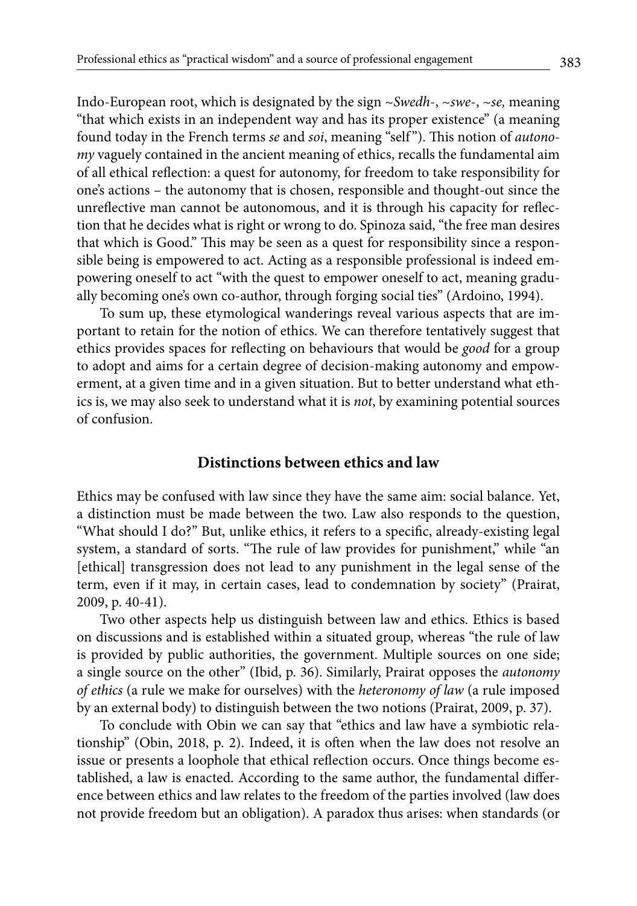Indo-European root, which is designated by the sign ~*Swedh*-, ~*swe*-, ~*se,* meaning "that which exists in an independent way and has its proper existence" (a meaning found today in the French terms *se* and *soi*, meaning "self"). This notion of *autonomy* vaguely contained in the ancient meaning of ethics, recalls the fundamental aim of all ethical reflection: a quest for autonomy, for freedom to take responsibility for one's actions – the autonomy that is chosen, responsible and thought-out since the unreflective man cannot be autonomous, and it is through his capacity for reflection that he decides what is right or wrong to do. Spinoza said, "the free man desires that which is Good." This may be seen as a quest for responsibility since a responsible being is empowered to act. Acting as a responsible professional is indeed empowering oneself to act "with the quest to empower oneself to act, meaning gradually becoming one's own co-author, through forging social ties" (Ardoino, 1994).

To sum up, these etymological wanderings reveal various aspects that are important to retain for the notion of ethics. We can therefore tentatively suggest that ethics provides spaces for reflecting on behaviours that would be *good* for a group to adopt and aims for a certain degree of decision-making autonomy and empowerment, at a given time and in a given situation. But to better understand what ethics is, we may also seek to understand what it is *not*, by examining potential sources of confusion.

## Distinctions between ethics and law

Ethics may be confused with law since they have the same aim: social balance. Yet, a distinction must be made between the two. Law also responds to the question, "What should I do?" But, unlike ethics, it refers to a specific, already-existing legal system, a standard of sorts. "The rule of law provides for punishment," while "an [ethical] transgression does not lead to any punishment in the legal sense of the term, even if it may, in certain cases, lead to condemnation by society" (Prairat, 2009, p. 40-41).

Two other aspects help us distinguish between law and ethics. Ethics is based on discussions and is established within a situated group, whereas "the rule of law is provided by public authorities, the government. Multiple sources on one side; a single source on the other" (Ibid, p. 36). Similarly, Prairat opposes the *autonomy of ethics* (a rule we make for ourselves) with the *heteronomy of law* (a rule imposed by an external body) to distinguish between the two notions (Prairat, 2009, p. 37).

To conclude with Obin we can say that "ethics and law have a symbiotic relationship" (Obin, 2018, p. 2). Indeed, it is often when the law does not resolve an issue or presents a loophole that ethical reflection occurs. Once things become established, a law is enacted. According to the same author, the fundamental difference between ethics and law relates to the freedom of the parties involved (law does not provide freedom but an obligation). A paradox thus arises: when standards (or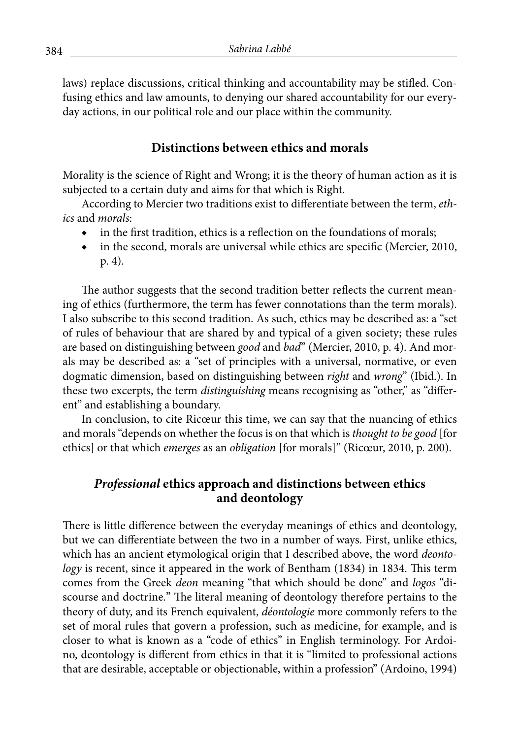laws) replace discussions, critical thinking and accountability may be stifled. Confusing ethics and law amounts, to denying our shared accountability for our everyday actions, in our political role and our place within the community.

## Distinctions between ethics and morals

Morality is the science of Right and Wrong; it is the theory of human action as it is subjected to a certain duty and aims for that which is Right.

According to Mercier two traditions exist to differentiate between the term, *ethics* and *morals*:

- in the first tradition, ethics is a reflection on the foundations of morals;
- in the second, morals are universal while ethics are specific (Mercier, 2010, p. 4).

The author suggests that the second tradition better reflects the current meaning of ethics (furthermore, the term has fewer connotations than the term morals). I also subscribe to this second tradition. As such, ethics may be described as: a "set of rules of behaviour that are shared by and typical of a given society; these rules are based on distinguishing between *good* and *bad*" (Mercier, 2010, p. 4). And morals may be described as: a "set of principles with a universal, normative, or even dogmatic dimension, based on distinguishing between *right* and *wrong*" (Ibid.). In these two excerpts, the term *distinguishing* means recognising as "other," as "different" and establishing a boundary.

In conclusion, to cite Ricœur this time, we can say that the nuancing of ethics and morals "depends on whether the focus is on that which is *thought to be good* [for ethics] or that which *emerges* as an *obligation* [for morals]" (Ricœur, 2010, p. 200).

## *Professional* ethics approach and distinctions between ethics and deontology

There is little difference between the everyday meanings of ethics and deontology, but we can differentiate between the two in a number of ways. First, unlike ethics, which has an ancient etymological origin that I described above, the word *deontology* is recent, since it appeared in the work of Bentham (1834) in 1834. This term comes from the Greek *deon* meaning "that which should be done" and *logos* "discourse and doctrine." The literal meaning of deontology therefore pertains to the theory of duty, and its French equivalent, *déontologie* more commonly refers to the set of moral rules that govern a profession, such as medicine, for example, and is closer to what is known as a "code of ethics" in English terminology. For Ardoino, deontology is different from ethics in that it is "limited to professional actions that are desirable, acceptable or objectionable, within a profession" (Ardoino, 1994)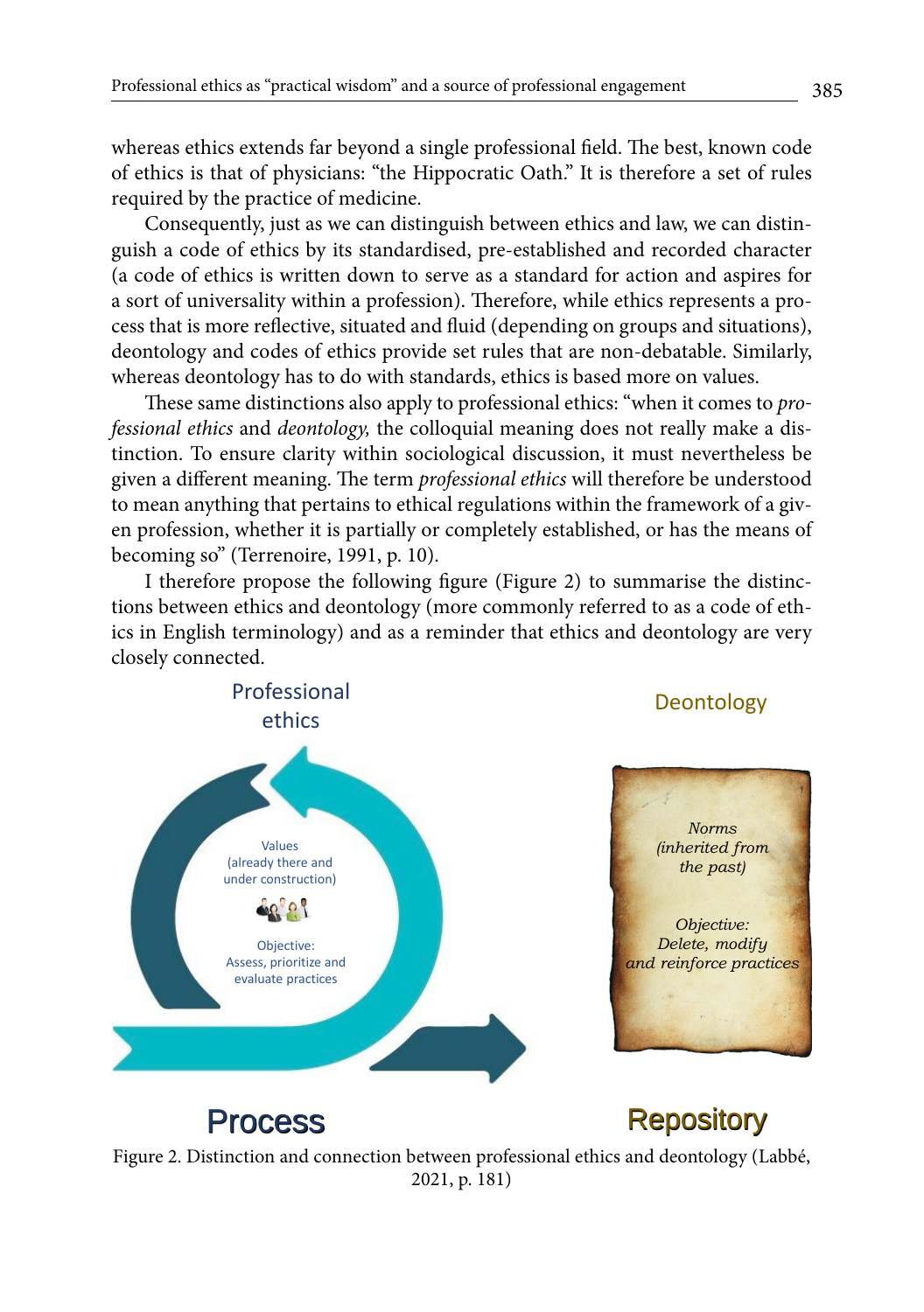whereas ethics extends far beyond a single professional field. The best, known code of ethics is that of physicians: "the Hippocratic Oath." It is therefore a set of rules required by the practice of medicine.

Consequently, just as we can distinguish between ethics and law, we can distinguish a code of ethics by its standardised, pre-established and recorded character (a code of ethics is written down to serve as a standard for action and aspires for a sort of universality within a profession). Therefore, while ethics represents a process that is more reflective, situated and fluid (depending on groups and situations), deontology and codes of ethics provide set rules that are non-debatable. Similarly, whereas deontology has to do with standards, ethics is based more on values.

These same distinctions also apply to professional ethics: "when it comes to *professional ethics* and *deontology,* the colloquial meaning does not really make a distinction. To ensure clarity within sociological discussion, it must nevertheless be given a different meaning. The term *professional ethics* will therefore be understood to mean anything that pertains to ethical regulations within the framework of a given profession, whether it is partially or completely established, or has the means of becoming so" (Terrenoire, 1991, p. 10).

I therefore propose the following figure (Figure 2) to summarise the distinctions between ethics and deontology (more commonly referred to as a code of ethics in English terminology) and as a reminder that ethics and deontology are very closely connected.

Professional ethics

Values (already there and under construction)

Objective: Assess, prioritize and evaluate practices

Process

Deontology

*Norms (inherited from the past)*

*Objective: Delete, modify and reinforce practices*

Repository

Figure 2. Distinction and connection between professional ethics and deontology (Labbé, 2021, p. 181)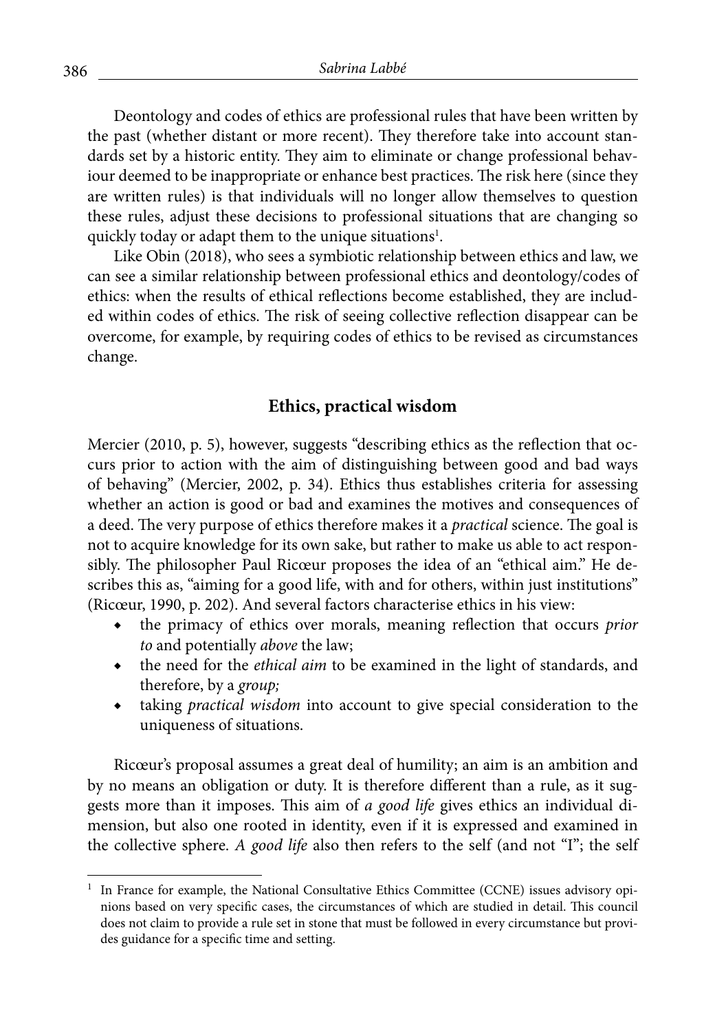Deontology and codes of ethics are professional rules that have been written by the past (whether distant or more recent). They therefore take into account standards set by a historic entity. They aim to eliminate or change professional behaviour deemed to be inappropriate or enhance best practices. The risk here (since they are written rules) is that individuals will no longer allow themselves to question these rules, adjust these decisions to professional situations that are changing so quickly today or adapt them to the unique situations[1].

Like Obin (2018), who sees a symbiotic relationship between ethics and law, we can see a similar relationship between professional ethics and deontology/codes of ethics: when the results of ethical reflections become established, they are included within codes of ethics. The risk of seeing collective reflection disappear can be overcome, for example, by requiring codes of ethics to be revised as circumstances change.

## Ethics, practical wisdom

Mercier (2010, p. 5), however, suggests "describing ethics as the reflection that occurs prior to action with the aim of distinguishing between good and bad ways of behaving" (Mercier, 2002, p. 34). Ethics thus establishes criteria for assessing whether an action is good or bad and examines the motives and consequences of a deed. The very purpose of ethics therefore makes it a *practical* science. The goal is not to acquire knowledge for its own sake, but rather to make us able to act responsibly. The philosopher Paul Ricœur proposes the idea of an "ethical aim." He describes this as, "aiming for a good life, with and for others, within just institutions" (Ricœur, 1990, p. 202). And several factors characterise ethics in his view:

- the primacy of ethics over morals, meaning reflection that occurs *prior to* and potentially *above* the law;
- the need for the *ethical aim* to be examined in the light of standards, and therefore, by a *group;*
- taking *practical wisdom* into account to give special consideration to the uniqueness of situations.

Ricœur's proposal assumes a great deal of humility; an aim is an ambition and by no means an obligation or duty. It is therefore different than a rule, as it suggests more than it imposes. This aim of *a good life* gives ethics an individual dimension, but also one rooted in identity, even if it is expressed and examined in the collective sphere. *A good life* also then refers to the self (and not "I"; the self

[1] In France for example, the National Consultative Ethics Committee (CCNE) issues advisory opinions based on very specific cases, the circumstances of which are studied in detail. This council does not claim to provide a rule set in stone that must be followed in every circumstance but provides guidance for a specific time and setting.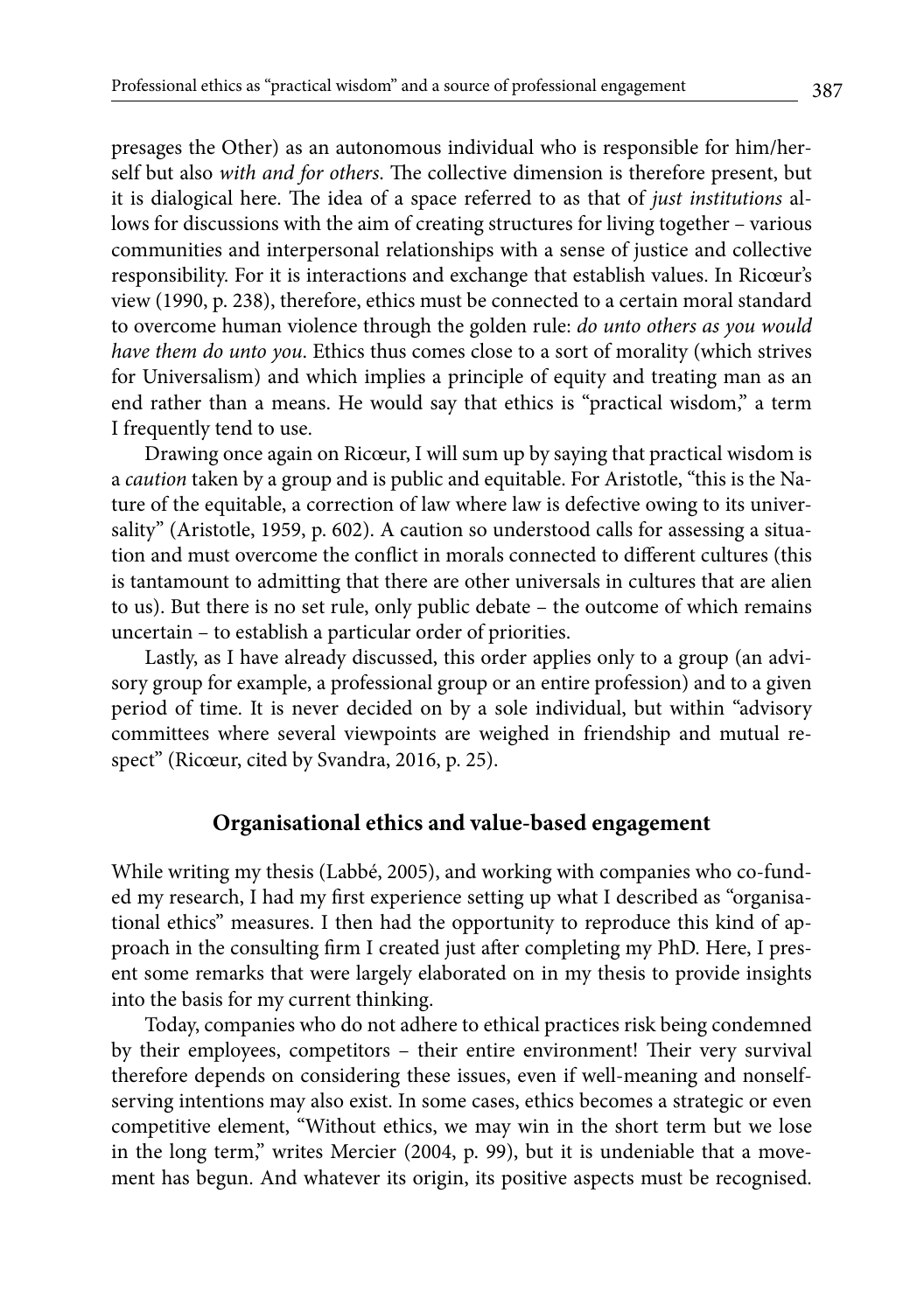presages the Other) as an autonomous individual who is responsible for him/herself but also *with and for others*. The collective dimension is therefore present, but it is dialogical here. The idea of a space referred to as that of *just institutions* allows for discussions with the aim of creating structures for living together – various communities and interpersonal relationships with a sense of justice and collective responsibility. For it is interactions and exchange that establish values. In Ricœur's view (1990, p. 238), therefore, ethics must be connected to a certain moral standard to overcome human violence through the golden rule: *do unto others as you would have them do unto you*. Ethics thus comes close to a sort of morality (which strives for Universalism) and which implies a principle of equity and treating man as an end rather than a means. He would say that ethics is "practical wisdom," a term I frequently tend to use.

Drawing once again on Ricœur, I will sum up by saying that practical wisdom is a *caution* taken by a group and is public and equitable. For Aristotle, "this is the Nature of the equitable, a correction of law where law is defective owing to its universality" (Aristotle, 1959, p. 602). A caution so understood calls for assessing a situation and must overcome the conflict in morals connected to different cultures (this is tantamount to admitting that there are other universals in cultures that are alien to us). But there is no set rule, only public debate – the outcome of which remains uncertain – to establish a particular order of priorities.

Lastly, as I have already discussed, this order applies only to a group (an advisory group for example, a professional group or an entire profession) and to a given period of time. It is never decided on by a sole individual, but within "advisory committees where several viewpoints are weighed in friendship and mutual respect" (Ricœur, cited by Svandra, 2016, p. 25).

## Organisational ethics and value-based engagement

While writing my thesis (Labbé, 2005), and working with companies who co-funded my research, I had my first experience setting up what I described as "organisational ethics" measures. I then had the opportunity to reproduce this kind of approach in the consulting firm I created just after completing my PhD. Here, I present some remarks that were largely elaborated on in my thesis to provide insights into the basis for my current thinking.

Today, companies who do not adhere to ethical practices risk being condemned by their employees, competitors – their entire environment! Their very survival therefore depends on considering these issues, even if well-meaning and nonself-serving intentions may also exist. In some cases, ethics becomes a strategic or even competitive element, "Without ethics, we may win in the short term but we lose in the long term," writes Mercier (2004, p. 99), but it is undeniable that a movement has begun. And whatever its origin, its positive aspects must be recognised.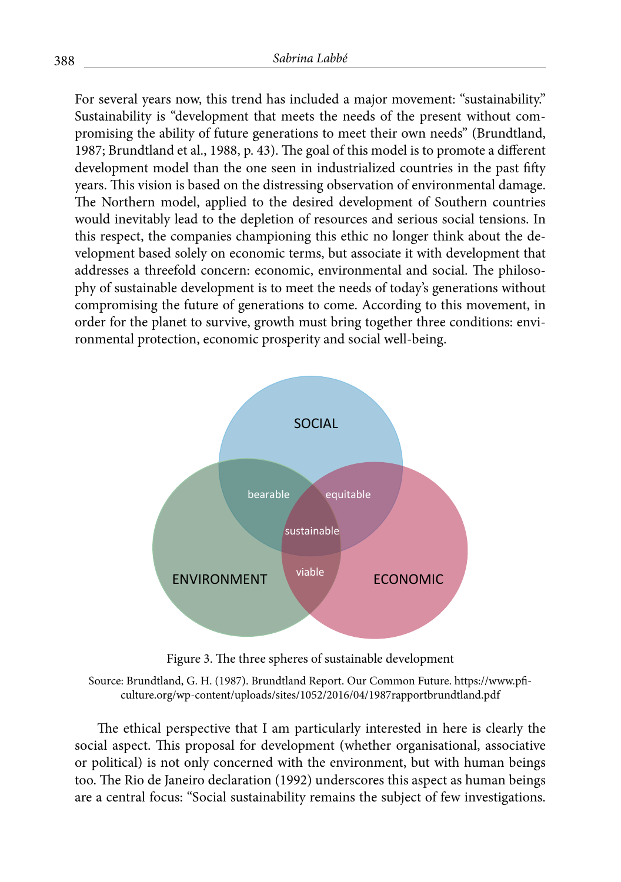For several years now, this trend has included a major movement: "sustainability." Sustainability is "development that meets the needs of the present without compromising the ability of future generations to meet their own needs" (Brundtland, 1987; Brundtland et al., 1988, p. 43). The goal of this model is to promote a different development model than the one seen in industrialized countries in the past fifty years. This vision is based on the distressing observation of environmental damage. The Northern model, applied to the desired development of Southern countries would inevitably lead to the depletion of resources and serious social tensions. In this respect, the companies championing this ethic no longer think about the development based solely on economic terms, but associate it with development that addresses a threefold concern: economic, environmental and social. The philosophy of sustainable development is to meet the needs of today's generations without compromising the future of generations to come. According to this movement, in order for the planet to survive, growth must bring together three conditions: environmental protection, economic prosperity and social well-being.

SOCIAL

bearable

equitable

sustainable

viable

ENVIRONMENT

ECONOMIC

Figure 3. The three spheres of sustainable development

Source: Brundtland, G. H. (1987). Brundtland Report. Our Common Future. https://www.pficulture.org/wp-content/uploads/sites/1052/2016/04/1987rapportbrundtland.pdf

The ethical perspective that I am particularly interested in here is clearly the social aspect. This proposal for development (whether organisational, associative or political) is not only concerned with the environment, but with human beings too. The Rio de Janeiro declaration (1992) underscores this aspect as human beings are a central focus: "Social sustainability remains the subject of few investigations.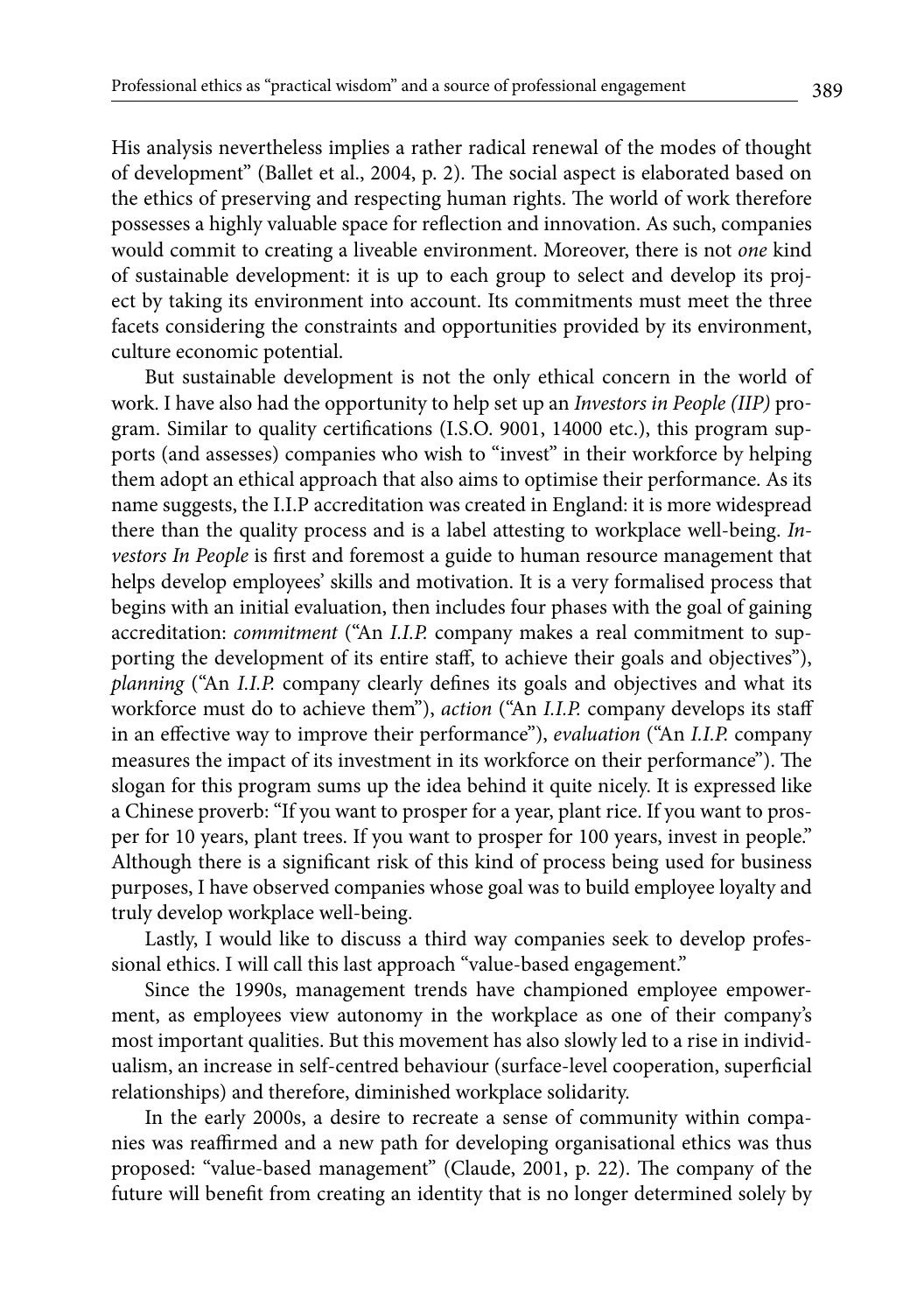His analysis nevertheless implies a rather radical renewal of the modes of thought of development" (Ballet et al., 2004, p. 2). The social aspect is elaborated based on the ethics of preserving and respecting human rights. The world of work therefore possesses a highly valuable space for reflection and innovation. As such, companies would commit to creating a liveable environment. Moreover, there is not *one* kind of sustainable development: it is up to each group to select and develop its project by taking its environment into account. Its commitments must meet the three facets considering the constraints and opportunities provided by its environment, culture economic potential.

But sustainable development is not the only ethical concern in the world of work. I have also had the opportunity to help set up an *Investors in People (IIP)* program. Similar to quality certifications (I.S.O. 9001, 14000 etc.), this program supports (and assesses) companies who wish to "invest" in their workforce by helping them adopt an ethical approach that also aims to optimise their performance. As its name suggests, the I.I.P accreditation was created in England: it is more widespread there than the quality process and is a label attesting to workplace well-being. *Investors In People* is first and foremost a guide to human resource management that helps develop employees' skills and motivation. It is a very formalised process that begins with an initial evaluation, then includes four phases with the goal of gaining accreditation: *commitment* ("An *I.I.P.* company makes a real commitment to supporting the development of its entire staff, to achieve their goals and objectives"), *planning* ("An *I.I.P.* company clearly defines its goals and objectives and what its workforce must do to achieve them"), *action* ("An *I.I.P.* company develops its staff in an effective way to improve their performance"), *evaluation* ("An *I.I.P.* company measures the impact of its investment in its workforce on their performance"). The slogan for this program sums up the idea behind it quite nicely. It is expressed like a Chinese proverb: "If you want to prosper for a year, plant rice. If you want to prosper for 10 years, plant trees. If you want to prosper for 100 years, invest in people." Although there is a significant risk of this kind of process being used for business purposes, I have observed companies whose goal was to build employee loyalty and truly develop workplace well-being.

Lastly, I would like to discuss a third way companies seek to develop professional ethics. I will call this last approach "value-based engagement."

Since the 1990s, management trends have championed employee empowerment, as employees view autonomy in the workplace as one of their company's most important qualities. But this movement has also slowly led to a rise in individualism, an increase in self-centred behaviour (surface-level cooperation, superficial relationships) and therefore, diminished workplace solidarity.

In the early 2000s, a desire to recreate a sense of community within companies was reaffirmed and a new path for developing organisational ethics was thus proposed: "value-based management" (Claude, 2001, p. 22). The company of the future will benefit from creating an identity that is no longer determined solely by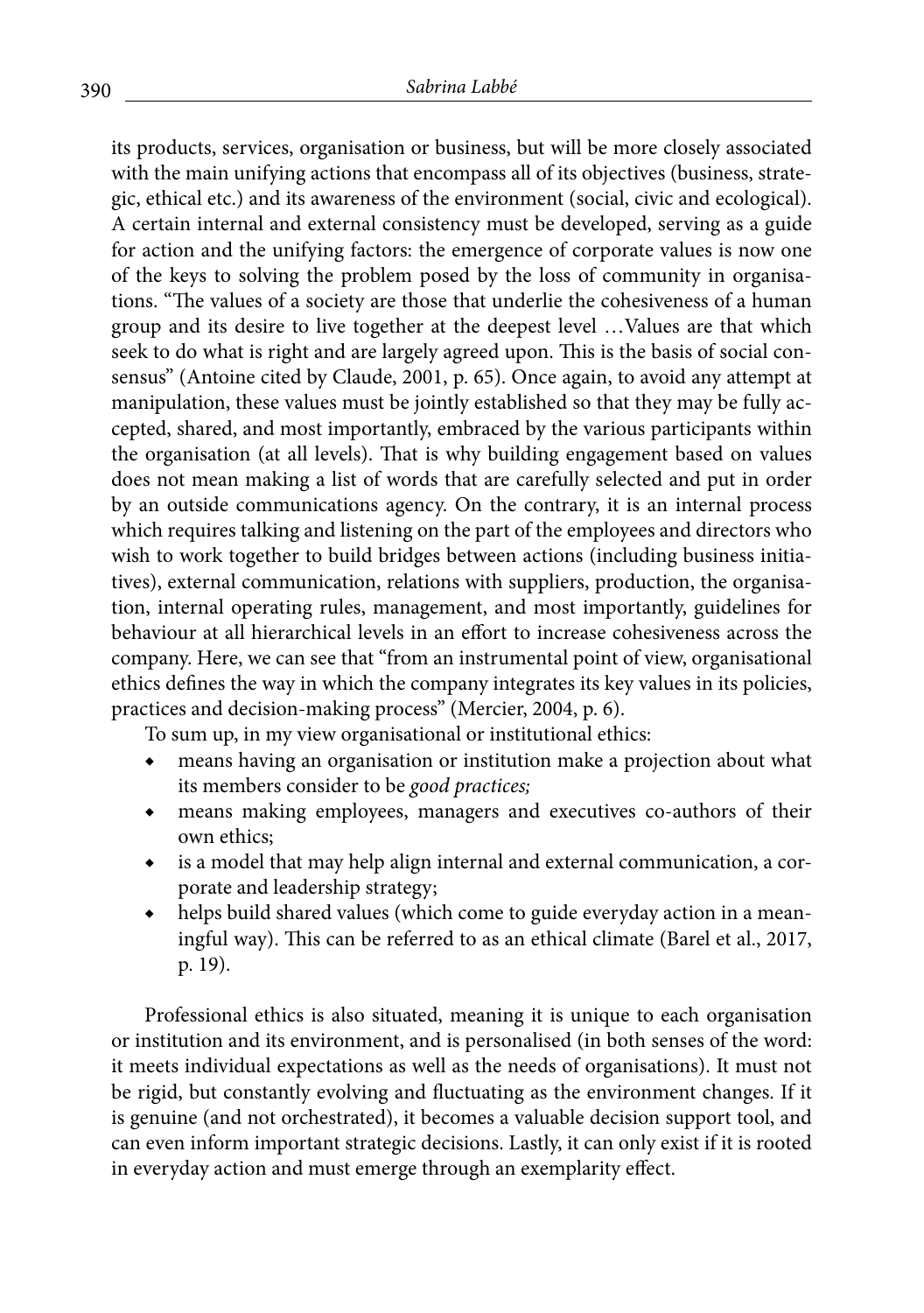its products, services, organisation or business, but will be more closely associated with the main unifying actions that encompass all of its objectives (business, strategic, ethical etc.) and its awareness of the environment (social, civic and ecological). A certain internal and external consistency must be developed, serving as a guide for action and the unifying factors: the emergence of corporate values is now one of the keys to solving the problem posed by the loss of community in organisations. "The values of a society are those that underlie the cohesiveness of a human group and its desire to live together at the deepest level …Values are that which seek to do what is right and are largely agreed upon. This is the basis of social consensus" (Antoine cited by Claude, 2001, p. 65). Once again, to avoid any attempt at manipulation, these values must be jointly established so that they may be fully accepted, shared, and most importantly, embraced by the various participants within the organisation (at all levels). That is why building engagement based on values does not mean making a list of words that are carefully selected and put in order by an outside communications agency. On the contrary, it is an internal process which requires talking and listening on the part of the employees and directors who wish to work together to build bridges between actions (including business initiatives), external communication, relations with suppliers, production, the organisation, internal operating rules, management, and most importantly, guidelines for behaviour at all hierarchical levels in an effort to increase cohesiveness across the company. Here, we can see that "from an instrumental point of view, organisational ethics defines the way in which the company integrates its key values in its policies, practices and decision-making process" (Mercier, 2004, p. 6).

To sum up, in my view organisational or institutional ethics:

- means having an organisation or institution make a projection about what its members consider to be *good practices;*
- means making employees, managers and executives co-authors of their own ethics;
- is a model that may help align internal and external communication, a corporate and leadership strategy;
- helps build shared values (which come to guide everyday action in a meaningful way). This can be referred to as an ethical climate (Barel et al., 2017, p. 19).

Professional ethics is also situated, meaning it is unique to each organisation or institution and its environment, and is personalised (in both senses of the word: it meets individual expectations as well as the needs of organisations). It must not be rigid, but constantly evolving and fluctuating as the environment changes. If it is genuine (and not orchestrated), it becomes a valuable decision support tool, and can even inform important strategic decisions. Lastly, it can only exist if it is rooted in everyday action and must emerge through an exemplarity effect.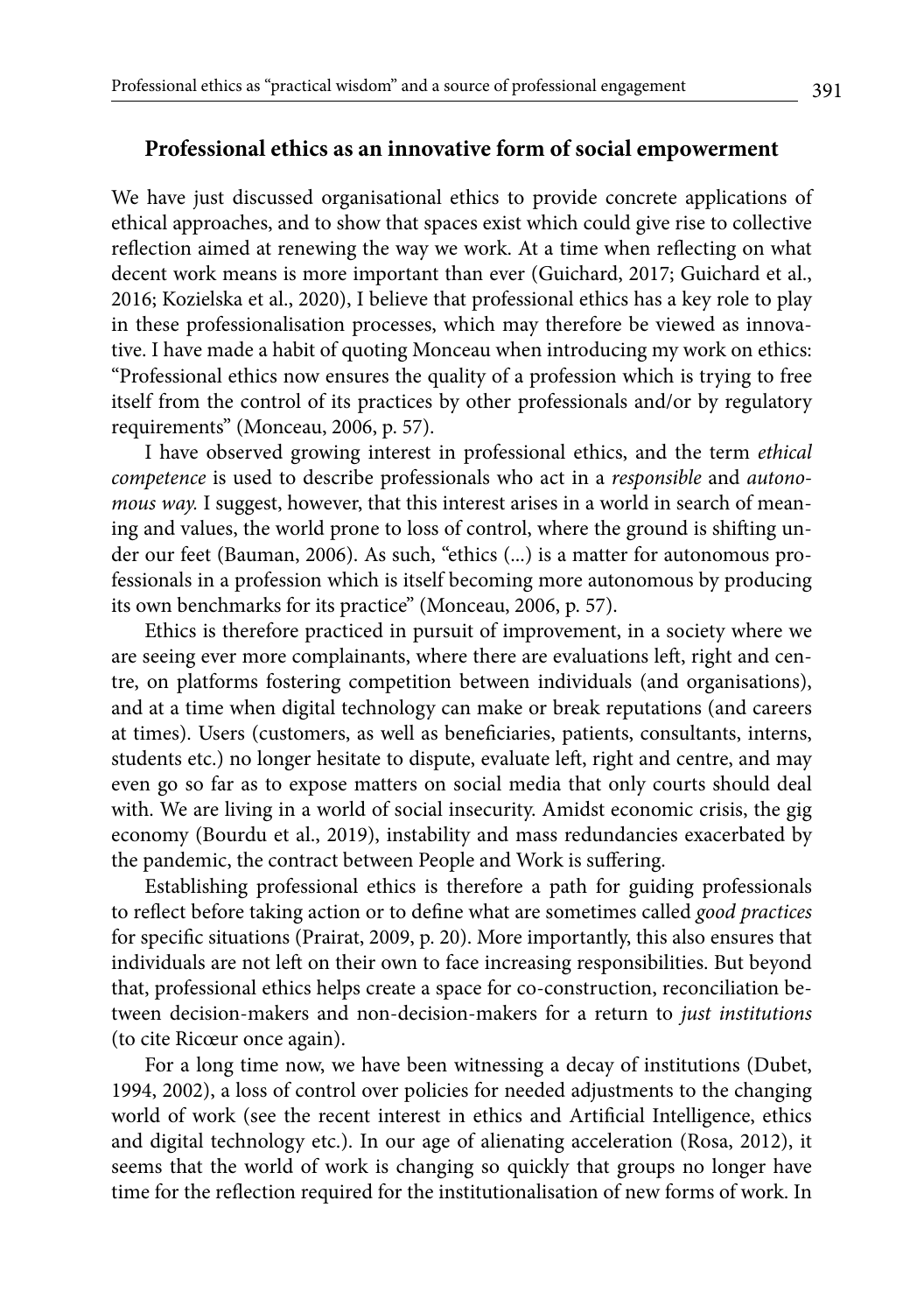## Professional ethics as an innovative form of social empowerment

We have just discussed organisational ethics to provide concrete applications of ethical approaches, and to show that spaces exist which could give rise to collective reflection aimed at renewing the way we work. At a time when reflecting on what decent work means is more important than ever (Guichard, 2017; Guichard et al., 2016; Kozielska et al., 2020), I believe that professional ethics has a key role to play in these professionalisation processes, which may therefore be viewed as innovative. I have made a habit of quoting Monceau when introducing my work on ethics: "Professional ethics now ensures the quality of a profession which is trying to free itself from the control of its practices by other professionals and/or by regulatory requirements" (Monceau, 2006, p. 57).

I have observed growing interest in professional ethics, and the term *ethical competence* is used to describe professionals who act in a *responsible* and *autonomous way.* I suggest, however, that this interest arises in a world in search of meaning and values, the world prone to loss of control, where the ground is shifting under our feet (Bauman, 2006). As such, "ethics (...) is a matter for autonomous professionals in a profession which is itself becoming more autonomous by producing its own benchmarks for its practice" (Monceau, 2006, p. 57).

Ethics is therefore practiced in pursuit of improvement, in a society where we are seeing ever more complainants, where there are evaluations left, right and centre, on platforms fostering competition between individuals (and organisations), and at a time when digital technology can make or break reputations (and careers at times). Users (customers, as well as beneficiaries, patients, consultants, interns, students etc.) no longer hesitate to dispute, evaluate left, right and centre, and may even go so far as to expose matters on social media that only courts should deal with. We are living in a world of social insecurity. Amidst economic crisis, the gig economy (Bourdu et al., 2019), instability and mass redundancies exacerbated by the pandemic, the contract between People and Work is suffering.

Establishing professional ethics is therefore a path for guiding professionals to reflect before taking action or to define what are sometimes called *good practices* for specific situations (Prairat, 2009, p. 20). More importantly, this also ensures that individuals are not left on their own to face increasing responsibilities. But beyond that, professional ethics helps create a space for co-construction, reconciliation between decision-makers and non-decision-makers for a return to *just institutions* (to cite Ricœur once again).

For a long time now, we have been witnessing a decay of institutions (Dubet, 1994, 2002), a loss of control over policies for needed adjustments to the changing world of work (see the recent interest in ethics and Artificial Intelligence, ethics and digital technology etc.). In our age of alienating acceleration (Rosa, 2012), it seems that the world of work is changing so quickly that groups no longer have time for the reflection required for the institutionalisation of new forms of work. In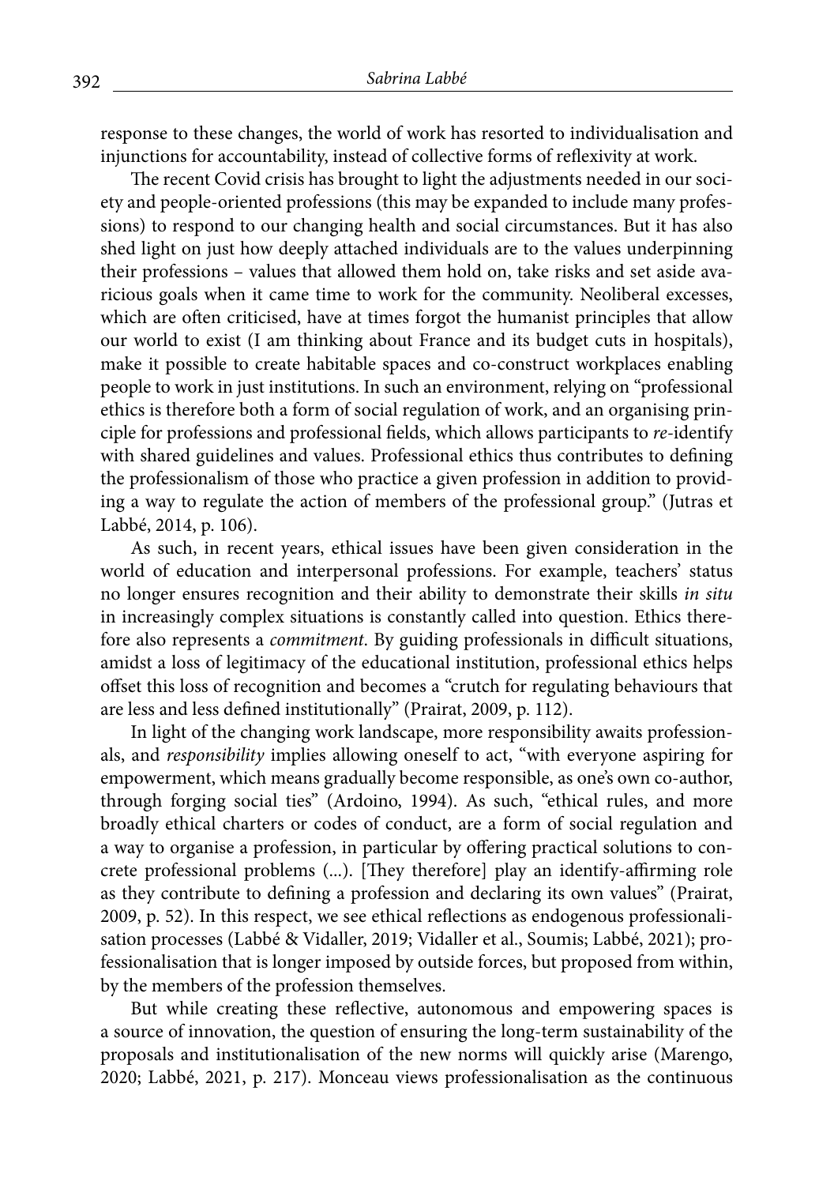response to these changes, the world of work has resorted to individualisation and injunctions for accountability, instead of collective forms of reflexivity at work.

The recent Covid crisis has brought to light the adjustments needed in our society and people-oriented professions (this may be expanded to include many professions) to respond to our changing health and social circumstances. But it has also shed light on just how deeply attached individuals are to the values underpinning their professions – values that allowed them hold on, take risks and set aside avaricious goals when it came time to work for the community. Neoliberal excesses, which are often criticised, have at times forgot the humanist principles that allow our world to exist (I am thinking about France and its budget cuts in hospitals), make it possible to create habitable spaces and co-construct workplaces enabling people to work in just institutions. In such an environment, relying on "professional ethics is therefore both a form of social regulation of work, and an organising principle for professions and professional fields, which allows participants to *re*-identify with shared guidelines and values. Professional ethics thus contributes to defining the professionalism of those who practice a given profession in addition to providing a way to regulate the action of members of the professional group." (Jutras et Labbé, 2014, p. 106).

As such, in recent years, ethical issues have been given consideration in the world of education and interpersonal professions. For example, teachers' status no longer ensures recognition and their ability to demonstrate their skills *in situ* in increasingly complex situations is constantly called into question. Ethics therefore also represents a *commitment*. By guiding professionals in difficult situations, amidst a loss of legitimacy of the educational institution, professional ethics helps offset this loss of recognition and becomes a "crutch for regulating behaviours that are less and less defined institutionally" (Prairat, 2009, p. 112).

In light of the changing work landscape, more responsibility awaits professionals, and *responsibility* implies allowing oneself to act, "with everyone aspiring for empowerment, which means gradually become responsible, as one's own co-author, through forging social ties" (Ardoino, 1994). As such, "ethical rules, and more broadly ethical charters or codes of conduct, are a form of social regulation and a way to organise a profession, in particular by offering practical solutions to concrete professional problems (...). [They therefore] play an identify-affirming role as they contribute to defining a profession and declaring its own values" (Prairat, 2009, p. 52). In this respect, we see ethical reflections as endogenous professionalisation processes (Labbé & Vidaller, 2019; Vidaller et al., Soumis; Labbé, 2021); professionalisation that is longer imposed by outside forces, but proposed from within, by the members of the profession themselves.

But while creating these reflective, autonomous and empowering spaces is a source of innovation, the question of ensuring the long-term sustainability of the proposals and institutionalisation of the new norms will quickly arise (Marengo, 2020; Labbé, 2021, p. 217). Monceau views professionalisation as the continuous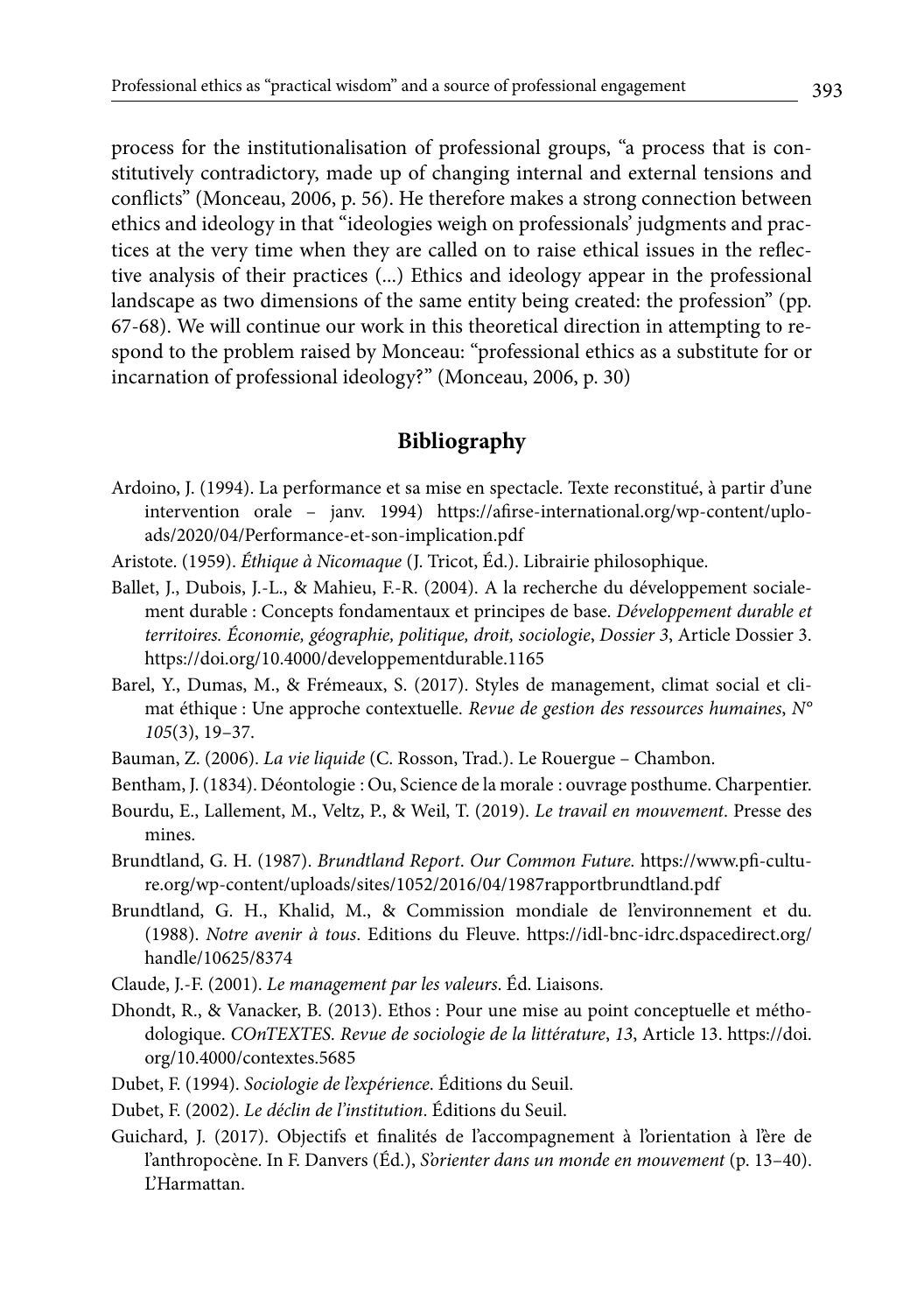process for the institutionalisation of professional groups, "a process that is constitutively contradictory, made up of changing internal and external tensions and conflicts" (Monceau, 2006, p. 56). He therefore makes a strong connection between ethics and ideology in that "ideologies weigh on professionals' judgments and practices at the very time when they are called on to raise ethical issues in the reflective analysis of their practices (...) Ethics and ideology appear in the professional landscape as two dimensions of the same entity being created: the profession" (pp. 67-68). We will continue our work in this theoretical direction in attempting to respond to the problem raised by Monceau: "professional ethics as a substitute for or incarnation of professional ideology?" (Monceau, 2006, p. 30)

## Bibliography

Ardoino, J. (1994). La performance et sa mise en spectacle. Texte reconstitué, à partir d'une intervention orale – janv. 1994) https://afirse-international.org/wp-content/uploads/2020/04/Performance-et-son-implication.pdf

Aristote. (1959). *Éthique à Nicomaque* (J. Tricot, Éd.). Librairie philosophique.

Ballet, J., Dubois, J.-L., & Mahieu, F.-R. (2004). A la recherche du développement socialement durable : Concepts fondamentaux et principes de base. *Développement durable et territoires. Économie, géographie, politique, droit, sociologie*, *Dossier 3*, Article Dossier 3. https://doi.org/10.4000/developpementdurable.1165

Barel, Y., Dumas, M., & Frémeaux, S. (2017). Styles de management, climat social et climat éthique : Une approche contextuelle. *Revue de gestion des ressources humaines*, *N° 105*(3), 19–37.

Bauman, Z. (2006). *La vie liquide* (C. Rosson, Trad.). Le Rouergue – Chambon.

Bentham, J. (1834). Déontologie : Ou, Science de la morale : ouvrage posthume. Charpentier.

Bourdu, E., Lallement, M., Veltz, P., & Weil, T. (2019). *Le travail en mouvement*. Presse des mines.

Brundtland, G. H. (1987). *Brundtland Report*. *Our Common Future.* https://www.pfi-culture.org/wp-content/uploads/sites/1052/2016/04/1987rapportbrundtland.pdf

Brundtland, G. H., Khalid, M., & Commission mondiale de l'environnement et du. (1988). *Notre avenir à tous*. Editions du Fleuve. https://idl-bnc-idrc.dspacedirect.org/handle/10625/8374

Claude, J.-F. (2001). *Le management par les valeurs*. Éd. Liaisons.

Dhondt, R., & Vanacker, B. (2013). Ethos : Pour une mise au point conceptuelle et méthodologique. *COnTEXTES. Revue de sociologie de la littérature*, *13*, Article 13. https://doi.org/10.4000/contextes.5685

Dubet, F. (1994). *Sociologie de l'expérience*. Éditions du Seuil.

Dubet, F. (2002). *Le déclin de l'institution*. Éditions du Seuil.

Guichard, J. (2017). Objectifs et finalités de l'accompagnement à l'orientation à l'ère de l'anthropocène. In F. Danvers (Éd.), *S'orienter dans un monde en mouvement* (p. 13–40). L'Harmattan.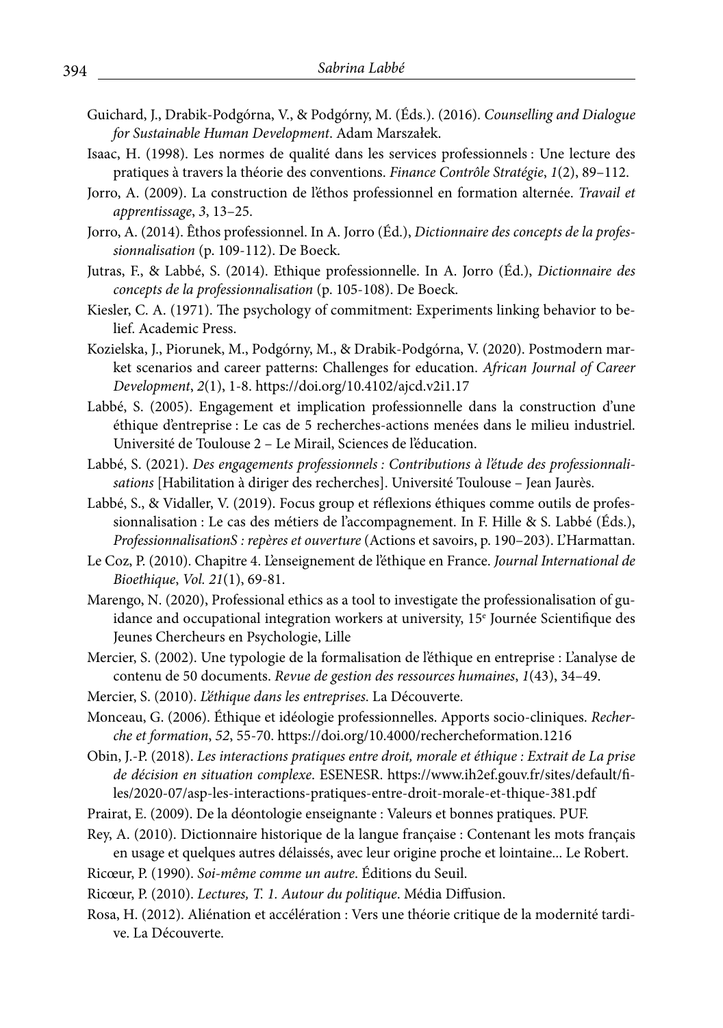Guichard, J., Drabik-Podgórna, V., & Podgórny, M. (Éds.). (2016). *Counselling and Dialogue for Sustainable Human Development*. Adam Marszałek.

Isaac, H. (1998). Les normes de qualité dans les services professionnels : Une lecture des pratiques à travers la théorie des conventions. *Finance Contrôle Stratégie*, *1*(2), 89–112.

Jorro, A. (2009). La construction de l'éthos professionnel en formation alternée. *Travail et apprentissage*, *3*, 13–25.

Jorro, A. (2014). Êthos professionnel. In A. Jorro (Éd.), *Dictionnaire des concepts de la professionnalisation* (p. 109-112). De Boeck.

Jutras, F., & Labbé, S. (2014). Ethique professionnelle. In A. Jorro (Éd.), *Dictionnaire des concepts de la professionnalisation* (p. 105-108). De Boeck.

Kiesler, C. A. (1971). The psychology of commitment: Experiments linking behavior to belief. Academic Press.

Kozielska, J., Piorunek, M., Podgórny, M., & Drabik-Podgórna, V. (2020). Postmodern market scenarios and career patterns: Challenges for education. *African Journal of Career Development*, *2*(1), 1-8. https://doi.org/10.4102/ajcd.v2i1.17

Labbé, S. (2005). Engagement et implication professionnelle dans la construction d'une éthique d'entreprise : Le cas de 5 recherches-actions menées dans le milieu industriel. Université de Toulouse 2 – Le Mirail, Sciences de l'éducation.

Labbé, S. (2021). *Des engagements professionnels : Contributions à l'étude des professionnalisations* [Habilitation à diriger des recherches]. Université Toulouse – Jean Jaurès.

Labbé, S., & Vidaller, V. (2019). Focus group et réflexions éthiques comme outils de professionnalisation : Le cas des métiers de l'accompagnement. In F. Hille & S. Labbé (Éds.), *ProfessionnalisationS : repères et ouverture* (Actions et savoirs, p. 190–203). L'Harmattan.

Le Coz, P. (2010). Chapitre 4. L'enseignement de l'éthique en France. *Journal International de Bioethique*, *Vol. 21*(1), 69-81.

Marengo, N. (2020), Professional ethics as a tool to investigate the professionalisation of guidance and occupational integration workers at university, 15[e] Journée Scientifique des Jeunes Chercheurs en Psychologie, Lille

Mercier, S. (2002). Une typologie de la formalisation de l'éthique en entreprise : L'analyse de contenu de 50 documents. *Revue de gestion des ressources humaines*, *1*(43), 34–49.

Mercier, S. (2010). *L'éthique dans les entreprises*. La Découverte.

Monceau, G. (2006). Éthique et idéologie professionnelles. Apports socio-cliniques. *Recherche et formation*, *52*, 55-70. https://doi.org/10.4000/rechercheformation.1216

Obin, J.-P. (2018). *Les interactions pratiques entre droit, morale et éthique : Extrait de La prise de décision en situation complexe*. ESENESR. https://www.ih2ef.gouv.fr/sites/default/files/2020-07/asp-les-interactions-pratiques-entre-droit-morale-et-thique-381.pdf

Prairat, E. (2009). De la déontologie enseignante : Valeurs et bonnes pratiques. PUF.

Rey, A. (2010). Dictionnaire historique de la langue française : Contenant les mots français en usage et quelques autres délaissés, avec leur origine proche et lointaine... Le Robert.

Ricœur, P. (1990). *Soi-même comme un autre*. Éditions du Seuil.

Ricœur, P. (2010). *Lectures, T. 1. Autour du politique*. Média Diffusion.

Rosa, H. (2012). Aliénation et accélération : Vers une théorie critique de la modernité tardive. La Découverte.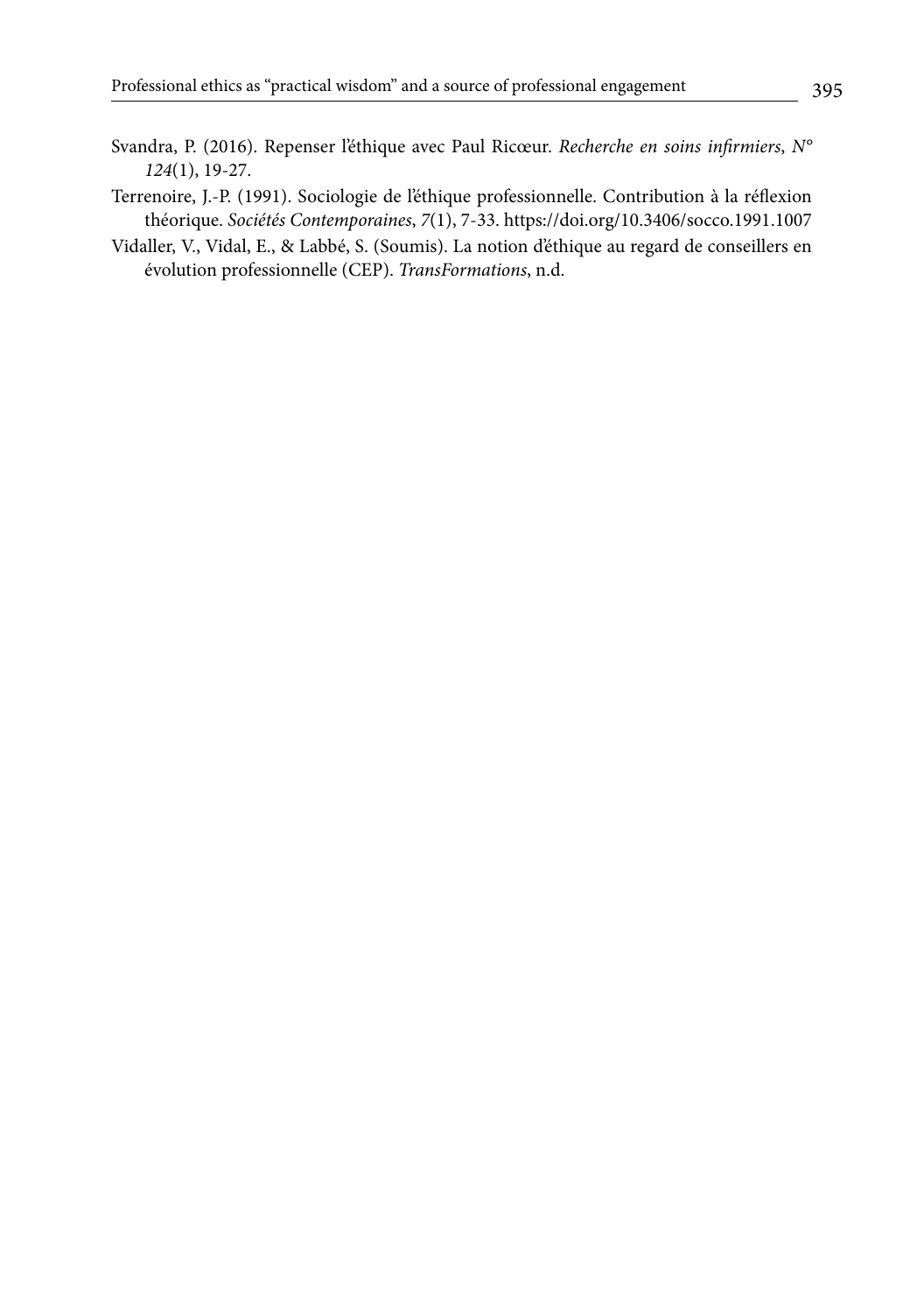Svandra, P. (2016). Repenser l'éthique avec Paul Ricœur. *Recherche en soins infirmiers*, *N° 124*(1), 19-27.

Terrenoire, J.-P. (1991). Sociologie de l'éthique professionnelle. Contribution à la réflexion théorique. *Sociétés Contemporaines*, *7*(1), 7-33. https://doi.org/10.3406/socco.1991.1007

Vidaller, V., Vidal, E., & Labbé, S. (Soumis). La notion d'éthique au regard de conseillers en évolution professionnelle (CEP). *TransFormations*, n.d.